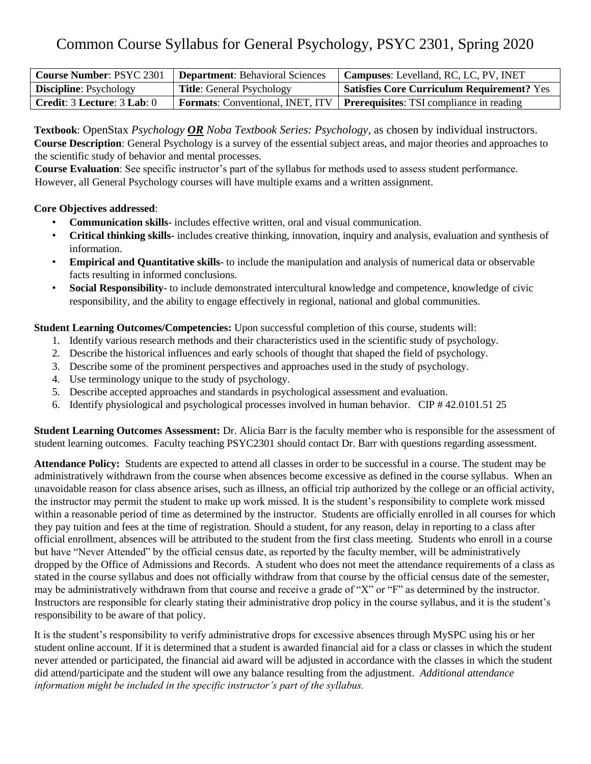# Common Course Syllabus for General Psychology, PSYC 2301, Spring 2020

| **Course Number**: PSYC 2301 | **Department**: Behavioral Sciences | **Campuses**: Levelland, RC, LC, PV, INET |
|---|---|---|
| **Discipline**: Psychology | **Title**: General Psychology | **Satisfies Core Curriculum Requirement?** Yes |
| **Credit**: 3 **Lecture**: 3 **Lab**: 0 | **Formats**: Conventional, INET, ITV | **Prerequisites**: TSI compliance in reading |

**Textbook**: OpenStax *Psychology* ***OR*** *Noba Textbook Series: Psychology*, as chosen by individual instructors.
**Course Description**: General Psychology is a survey of the essential subject areas, and major theories and approaches to the scientific study of behavior and mental processes.
**Course Evaluation**: See specific instructor's part of the syllabus for methods used to assess student performance. However, all General Psychology courses will have multiple exams and a written assignment.

**Core Objectives addressed**:

- **Communication skills**- includes effective written, oral and visual communication.
- **Critical thinking skills**- includes creative thinking, innovation, inquiry and analysis, evaluation and synthesis of information.
- **Empirical and Quantitative skills**- to include the manipulation and analysis of numerical data or observable facts resulting in informed conclusions.
- **Social Responsibility**- to include demonstrated intercultural knowledge and competence, knowledge of civic responsibility, and the ability to engage effectively in regional, national and global communities.

**Student Learning Outcomes/Competencies:** Upon successful completion of this course, students will:

1. Identify various research methods and their characteristics used in the scientific study of psychology.
2. Describe the historical influences and early schools of thought that shaped the field of psychology.
3. Describe some of the prominent perspectives and approaches used in the study of psychology.
4. Use terminology unique to the study of psychology.
5. Describe accepted approaches and standards in psychological assessment and evaluation.
6. Identify physiological and psychological processes involved in human behavior. CIP # 42.0101.51 25

**Student Learning Outcomes Assessment:** Dr. Alicia Barr is the faculty member who is responsible for the assessment of student learning outcomes. Faculty teaching PSYC2301 should contact Dr. Barr with questions regarding assessment.

**Attendance Policy:** Students are expected to attend all classes in order to be successful in a course. The student may be administratively withdrawn from the course when absences become excessive as defined in the course syllabus. When an unavoidable reason for class absence arises, such as illness, an official trip authorized by the college or an official activity, the instructor may permit the student to make up work missed. It is the student's responsibility to complete work missed within a reasonable period of time as determined by the instructor. Students are officially enrolled in all courses for which they pay tuition and fees at the time of registration. Should a student, for any reason, delay in reporting to a class after official enrollment, absences will be attributed to the student from the first class meeting. Students who enroll in a course but have "Never Attended" by the official census date, as reported by the faculty member, will be administratively dropped by the Office of Admissions and Records. A student who does not meet the attendance requirements of a class as stated in the course syllabus and does not officially withdraw from that course by the official census date of the semester, may be administratively withdrawn from that course and receive a grade of "X" or "F" as determined by the instructor. Instructors are responsible for clearly stating their administrative drop policy in the course syllabus, and it is the student's responsibility to be aware of that policy.

It is the student's responsibility to verify administrative drops for excessive absences through MySPC using his or her student online account. If it is determined that a student is awarded financial aid for a class or classes in which the student never attended or participated, the financial aid award will be adjusted in accordance with the classes in which the student did attend/participate and the student will owe any balance resulting from the adjustment. *Additional attendance information might be included in the specific instructor's part of the syllabus.*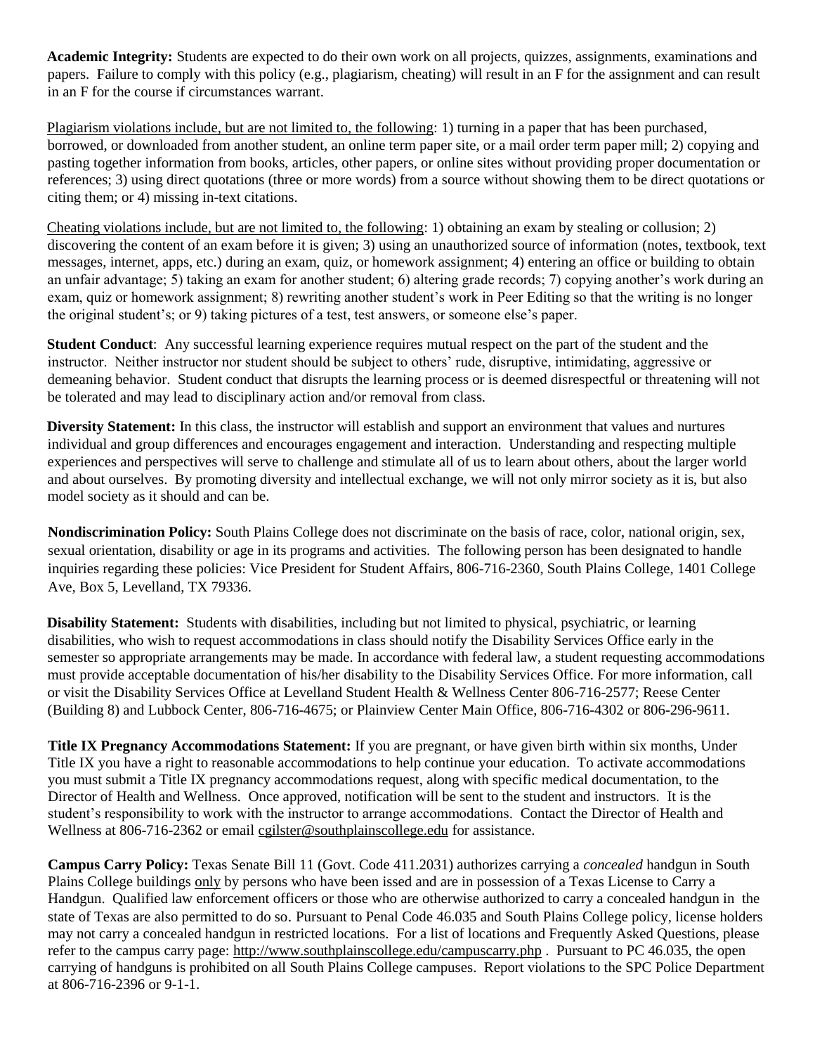**Academic Integrity:** Students are expected to do their own work on all projects, quizzes, assignments, examinations and papers. Failure to comply with this policy (e.g., plagiarism, cheating) will result in an F for the assignment and can result in an F for the course if circumstances warrant.

<u>Plagiarism violations include, but are not limited to, the following</u>: 1) turning in a paper that has been purchased, borrowed, or downloaded from another student, an online term paper site, or a mail order term paper mill; 2) copying and pasting together information from books, articles, other papers, or online sites without providing proper documentation or references; 3) using direct quotations (three or more words) from a source without showing them to be direct quotations or citing them; or 4) missing in-text citations.

<u>Cheating violations include, but are not limited to, the following</u>: 1) obtaining an exam by stealing or collusion; 2) discovering the content of an exam before it is given; 3) using an unauthorized source of information (notes, textbook, text messages, internet, apps, etc.) during an exam, quiz, or homework assignment; 4) entering an office or building to obtain an unfair advantage; 5) taking an exam for another student; 6) altering grade records; 7) copying another's work during an exam, quiz or homework assignment; 8) rewriting another student's work in Peer Editing so that the writing is no longer the original student's; or 9) taking pictures of a test, test answers, or someone else's paper.

**Student Conduct**: Any successful learning experience requires mutual respect on the part of the student and the instructor. Neither instructor nor student should be subject to others' rude, disruptive, intimidating, aggressive or demeaning behavior. Student conduct that disrupts the learning process or is deemed disrespectful or threatening will not be tolerated and may lead to disciplinary action and/or removal from class.

**Diversity Statement:** In this class, the instructor will establish and support an environment that values and nurtures individual and group differences and encourages engagement and interaction. Understanding and respecting multiple experiences and perspectives will serve to challenge and stimulate all of us to learn about others, about the larger world and about ourselves. By promoting diversity and intellectual exchange, we will not only mirror society as it is, but also model society as it should and can be.

**Nondiscrimination Policy:** South Plains College does not discriminate on the basis of race, color, national origin, sex, sexual orientation, disability or age in its programs and activities. The following person has been designated to handle inquiries regarding these policies: Vice President for Student Affairs, 806-716-2360, South Plains College, 1401 College Ave, Box 5, Levelland, TX 79336.

**Disability Statement:** Students with disabilities, including but not limited to physical, psychiatric, or learning disabilities, who wish to request accommodations in class should notify the Disability Services Office early in the semester so appropriate arrangements may be made. In accordance with federal law, a student requesting accommodations must provide acceptable documentation of his/her disability to the Disability Services Office. For more information, call or visit the Disability Services Office at Levelland Student Health & Wellness Center 806-716-2577; Reese Center (Building 8) and Lubbock Center, 806-716-4675; or Plainview Center Main Office, 806-716-4302 or 806-296-9611.

**Title IX Pregnancy Accommodations Statement:** If you are pregnant, or have given birth within six months, Under Title IX you have a right to reasonable accommodations to help continue your education. To activate accommodations you must submit a Title IX pregnancy accommodations request, along with specific medical documentation, to the Director of Health and Wellness. Once approved, notification will be sent to the student and instructors. It is the student's responsibility to work with the instructor to arrange accommodations. Contact the Director of Health and Wellness at 806-716-2362 or email cgilster@southplainscollege.edu for assistance.

**Campus Carry Policy:** Texas Senate Bill 11 (Govt. Code 411.2031) authorizes carrying a *concealed* handgun in South Plains College buildings <u>only</u> by persons who have been issed and are in possession of a Texas License to Carry a Handgun. Qualified law enforcement officers or those who are otherwise authorized to carry a concealed handgun in the state of Texas are also permitted to do so. Pursuant to Penal Code 46.035 and South Plains College policy, license holders may not carry a concealed handgun in restricted locations. For a list of locations and Frequently Asked Questions, please refer to the campus carry page: http://www.southplainscollege.edu/campuscarry.php . Pursuant to PC 46.035, the open carrying of handguns is prohibited on all South Plains College campuses. Report violations to the SPC Police Department at 806-716-2396 or 9-1-1.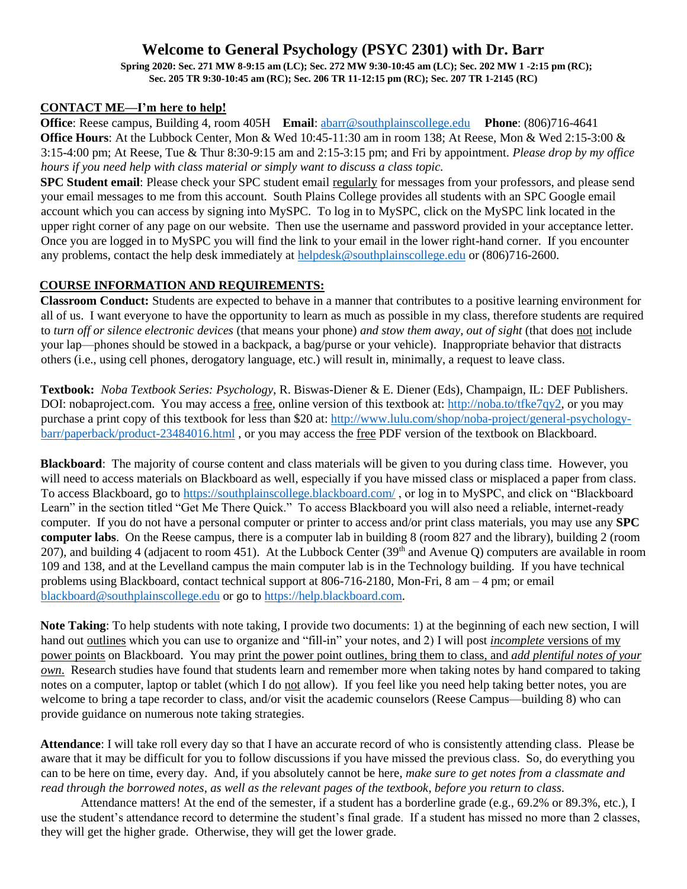# Welcome to General Psychology (PSYC 2301) with Dr. Barr

**Spring 2020: Sec. 271 MW 8-9:15 am (LC); Sec. 272 MW 9:30-10:45 am (LC); Sec. 202 MW 1 -2:15 pm (RC); Sec. 205 TR 9:30-10:45 am (RC); Sec. 206 TR 11-12:15 pm (RC); Sec. 207 TR 1-2145 (RC)**

## CONTACT ME—I'm here to help!

**Office**: Reese campus, Building 4, room 405H **Email**: abarr@southplainscollege.edu **Phone**: (806)716-4641

**Office Hours**: At the Lubbock Center, Mon & Wed 10:45-11:30 am in room 138; At Reese, Mon & Wed 2:15-3:00 & 3:15-4:00 pm; At Reese, Tue & Thur 8:30-9:15 am and 2:15-3:15 pm; and Fri by appointment. *Please drop by my office hours if you need help with class material or simply want to discuss a class topic.*

**SPC Student email**: Please check your SPC student email regularly for messages from your professors, and please send your email messages to me from this account. South Plains College provides all students with an SPC Google email account which you can access by signing into MySPC. To log in to MySPC, click on the MySPC link located in the upper right corner of any page on our website. Then use the username and password provided in your acceptance letter. Once you are logged in to MySPC you will find the link to your email in the lower right-hand corner. If you encounter any problems, contact the help desk immediately at helpdesk@southplainscollege.edu or (806)716-2600.

## COURSE INFORMATION AND REQUIREMENTS:

**Classroom Conduct:** Students are expected to behave in a manner that contributes to a positive learning environment for all of us. I want everyone to have the opportunity to learn as much as possible in my class, therefore students are required to *turn off or silence electronic devices* (that means your phone) *and stow them away, out of sight* (that does not include your lap—phones should be stowed in a backpack, a bag/purse or your vehicle). Inappropriate behavior that distracts others (i.e., using cell phones, derogatory language, etc.) will result in, minimally, a request to leave class.

**Textbook:** *Noba Textbook Series: Psychology*, R. Biswas-Diener & E. Diener (Eds), Champaign, IL: DEF Publishers. DOI: nobaproject.com. You may access a free, online version of this textbook at: http://noba.to/tfke7qy2, or you may purchase a print copy of this textbook for less than $20 at: http://www.lulu.com/shop/noba-project/general-psychology-barr/paperback/product-23484016.html , or you may access the free PDF version of the textbook on Blackboard.

**Blackboard**: The majority of course content and class materials will be given to you during class time. However, you will need to access materials on Blackboard as well, especially if you have missed class or misplaced a paper from class. To access Blackboard, go to https://southplainscollege.blackboard.com/ , or log in to MySPC, and click on "Blackboard Learn" in the section titled "Get Me There Quick." To access Blackboard you will also need a reliable, internet-ready computer. If you do not have a personal computer or printer to access and/or print class materials, you may use any **SPC computer labs**. On the Reese campus, there is a computer lab in building 8 (room 827 and the library), building 2 (room 207), and building 4 (adjacent to room 451). At the Lubbock Center (39th and Avenue Q) computers are available in room 109 and 138, and at the Levelland campus the main computer lab is in the Technology building. If you have technical problems using Blackboard, contact technical support at 806-716-2180, Mon-Fri, 8 am – 4 pm; or email blackboard@southplainscollege.edu or go to https://help.blackboard.com.

**Note Taking**: To help students with note taking, I provide two documents: 1) at the beginning of each new section, I will hand out outlines which you can use to organize and "fill-in" your notes, and 2) I will post *incomplete* versions of my power points on Blackboard. You may print the power point outlines, bring them to class, and *add plentiful notes of your own*. Research studies have found that students learn and remember more when taking notes by hand compared to taking notes on a computer, laptop or tablet (which I do not allow). If you feel like you need help taking better notes, you are welcome to bring a tape recorder to class, and/or visit the academic counselors (Reese Campus—building 8) who can provide guidance on numerous note taking strategies.

**Attendance**: I will take roll every day so that I have an accurate record of who is consistently attending class. Please be aware that it may be difficult for you to follow discussions if you have missed the previous class. So, do everything you can to be here on time, every day. And, if you absolutely cannot be here, *make sure to get notes from a classmate and read through the borrowed notes, as well as the relevant pages of the textbook, before you return to class.*

Attendance matters! At the end of the semester, if a student has a borderline grade (e.g., 69.2% or 89.3%, etc.), I use the student's attendance record to determine the student's final grade. If a student has missed no more than 2 classes, they will get the higher grade. Otherwise, they will get the lower grade.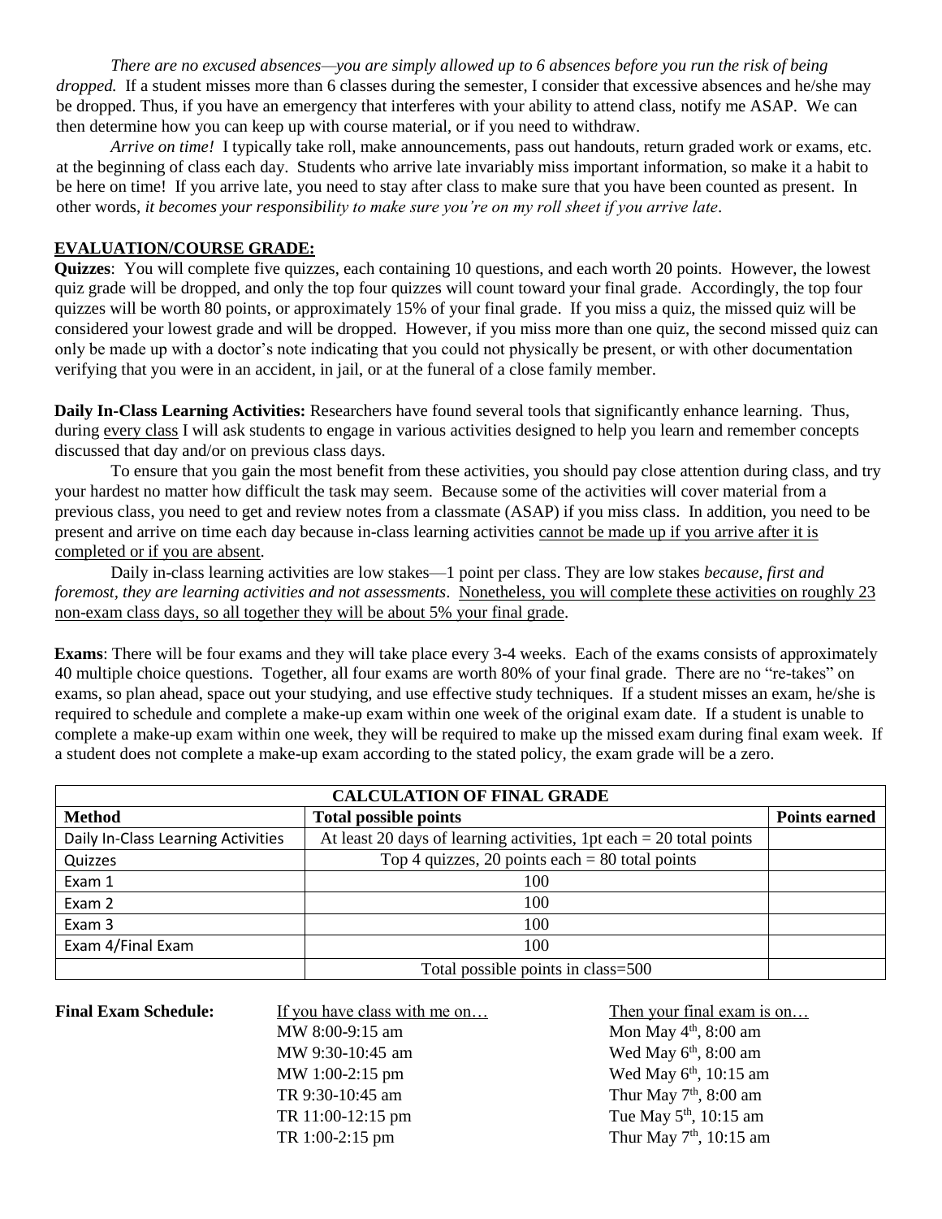*There are no excused absences—you are simply allowed up to 6 absences before you run the risk of being dropped.* If a student misses more than 6 classes during the semester, I consider that excessive absences and he/she may be dropped. Thus, if you have an emergency that interferes with your ability to attend class, notify me ASAP. We can then determine how you can keep up with course material, or if you need to withdraw.

*Arrive on time!* I typically take roll, make announcements, pass out handouts, return graded work or exams, etc. at the beginning of class each day. Students who arrive late invariably miss important information, so make it a habit to be here on time! If you arrive late, you need to stay after class to make sure that you have been counted as present. In other words, *it becomes your responsibility to make sure you're on my roll sheet if you arrive late*.

## EVALUATION/COURSE GRADE:

**Quizzes**: You will complete five quizzes, each containing 10 questions, and each worth 20 points. However, the lowest quiz grade will be dropped, and only the top four quizzes will count toward your final grade. Accordingly, the top four quizzes will be worth 80 points, or approximately 15% of your final grade. If you miss a quiz, the missed quiz will be considered your lowest grade and will be dropped. However, if you miss more than one quiz, the second missed quiz can only be made up with a doctor's note indicating that you could not physically be present, or with other documentation verifying that you were in an accident, in jail, or at the funeral of a close family member.

**Daily In-Class Learning Activities:** Researchers have found several tools that significantly enhance learning. Thus, during every class I will ask students to engage in various activities designed to help you learn and remember concepts discussed that day and/or on previous class days.

To ensure that you gain the most benefit from these activities, you should pay close attention during class, and try your hardest no matter how difficult the task may seem. Because some of the activities will cover material from a previous class, you need to get and review notes from a classmate (ASAP) if you miss class. In addition, you need to be present and arrive on time each day because in-class learning activities cannot be made up if you arrive after it is completed or if you are absent.

Daily in-class learning activities are low stakes—1 point per class. They are low stakes *because, first and foremost, they are learning activities and not assessments*. Nonetheless, you will complete these activities on roughly 23 non-exam class days, so all together they will be about 5% your final grade.

**Exams**: There will be four exams and they will take place every 3-4 weeks. Each of the exams consists of approximately 40 multiple choice questions. Together, all four exams are worth 80% of your final grade. There are no "re-takes" on exams, so plan ahead, space out your studying, and use effective study techniques. If a student misses an exam, he/she is required to schedule and complete a make-up exam within one week of the original exam date. If a student is unable to complete a make-up exam within one week, they will be required to make up the missed exam during final exam week. If a student does not complete a make-up exam according to the stated policy, the exam grade will be a zero.

| CALCULATION OF FINAL GRADE | | |
|---|---|---|
| **Method** | **Total possible points** | **Points earned** |
| Daily In-Class Learning Activities | At least 20 days of learning activities, 1pt each = 20 total points | |
| Quizzes | Top 4 quizzes, 20 points each = 80 total points | |
| Exam 1 | 100 | |
| Exam 2 | 100 | |
| Exam 3 | 100 | |
| Exam 4/Final Exam | 100 | |
| | Total possible points in class=500 | |

**Final Exam Schedule:**

| If you have class with me on… | Then your final exam is on… |
|---|---|
| MW 8:00-9:15 am | Mon May 4th, 8:00 am |
| MW 9:30-10:45 am | Wed May 6th, 8:00 am |
| MW 1:00-2:15 pm | Wed May 6th, 10:15 am |
| TR 9:30-10:45 am | Thur May 7th, 8:00 am |
| TR 11:00-12:15 pm | Tue May 5th, 10:15 am |
| TR 1:00-2:15 pm | Thur May 7th, 10:15 am |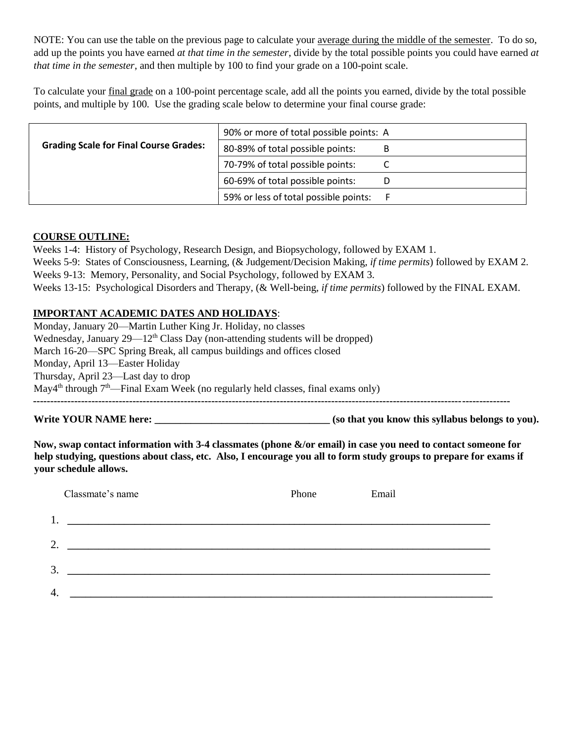NOTE: You can use the table on the previous page to calculate your <u>average during the middle of the semester</u>. To do so, add up the points you have earned *at that time in the semester*, divide by the total possible points you could have earned *at that time in the semester*, and then multiple by 100 to find your grade on a 100-point scale.

To calculate your <u>final grade</u> on a 100-point percentage scale, add all the points you earned, divide by the total possible points, and multiple by 100. Use the grading scale below to determine your final course grade:

| | |
|---|---|
| **Grading Scale for Final Course Grades:** | 90% or more of total possible points: A |
| | 80-89% of total possible points: B |
| | 70-79% of total possible points: C |
| | 60-69% of total possible points: D |
| | 59% or less of total possible points: F |

**<u>COURSE OUTLINE:</u>**

Weeks 1-4: History of Psychology, Research Design, and Biopsychology, followed by EXAM 1.
Weeks 5-9: States of Consciousness, Learning, (& Judgement/Decision Making, *if time permits*) followed by EXAM 2.
Weeks 9-13: Memory, Personality, and Social Psychology, followed by EXAM 3.
Weeks 13-15: Psychological Disorders and Therapy, (& Well-being, *if time permits*) followed by the FINAL EXAM.

**<u>IMPORTANT ACADEMIC DATES AND HOLIDAYS</u>**:

Monday, January 20—Martin Luther King Jr. Holiday, no classes
Wednesday, January 29—12th Class Day (non-attending students will be dropped)
March 16-20—SPC Spring Break, all campus buildings and offices closed
Monday, April 13—Easter Holiday
Thursday, April 23—Last day to drop
May4th through 7th—Final Exam Week (no regularly held classes, final exams only)

---

**Write YOUR NAME here: ___________________________________ (so that you know this syllabus belongs to you).**

**Now, swap contact information with 3-4 classmates (phone &/or email) in case you need to contact someone for help studying, questions about class, etc. Also, I encourage you all to form study groups to prepare for exams if your schedule allows.**

Classmate's name Phone Email

1. ______________________________________________________________________________

2. ______________________________________________________________________________

3. ______________________________________________________________________________

4. ______________________________________________________________________________